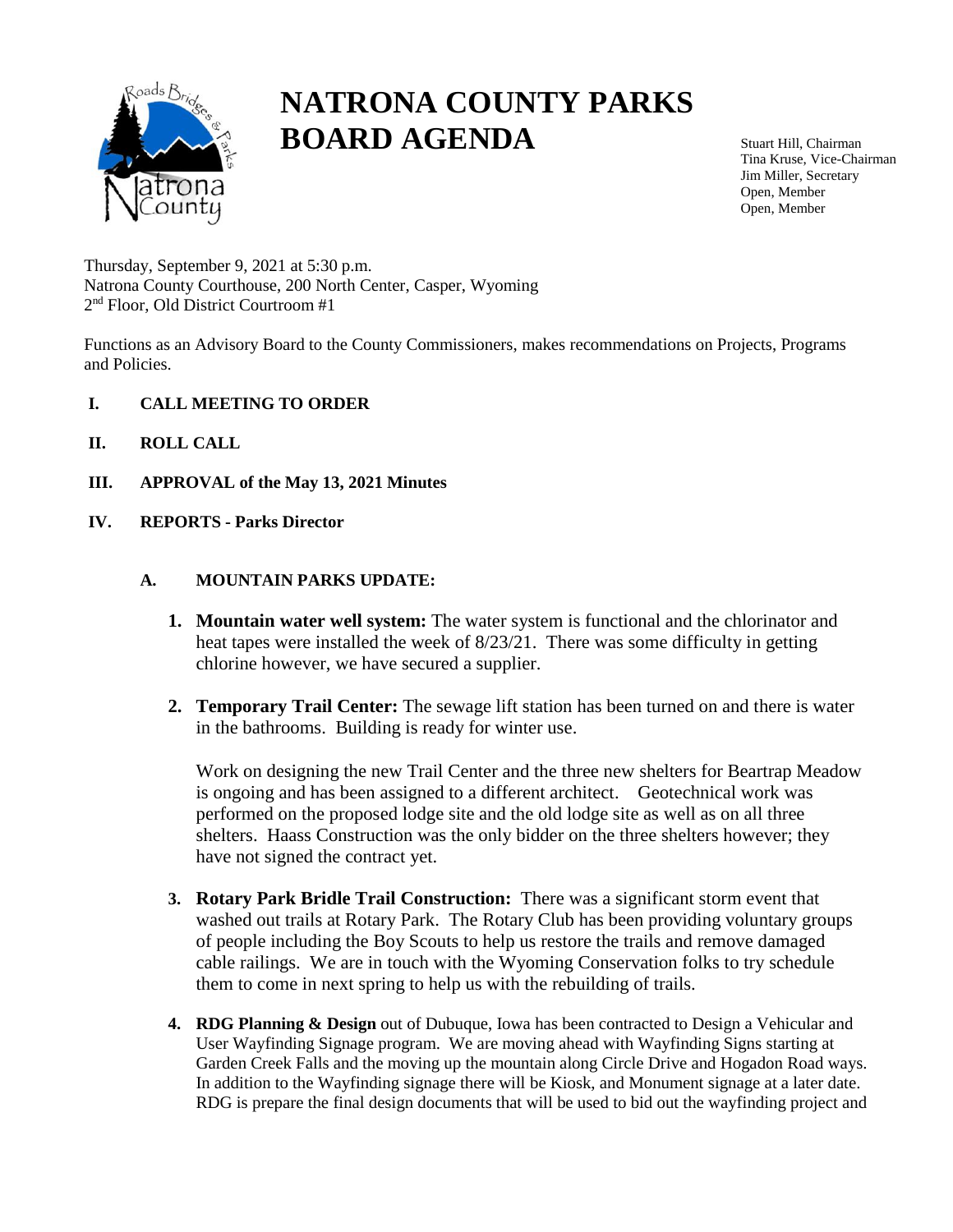# NATRONA COUNTY PARKS BOARD AGENDA

Stuart Hill, Chairman
Tina Kruse, Vice-Chairman
Jim Miller, Secretary
Open, Member
Open, Member

Thursday, September 9, 2021 at 5:30 p.m.
Natrona County Courthouse, 200 North Center, Casper, Wyoming
2nd Floor, Old District Courtroom #1

Functions as an Advisory Board to the County Commissioners, makes recommendations on Projects, Programs and Policies.

**I. CALL MEETING TO ORDER**

**II. ROLL CALL**

**III. APPROVAL of the May 13, 2021 Minutes**

**IV. REPORTS - Parks Director**

**A. MOUNTAIN PARKS UPDATE:**

1. **Mountain water well system:** The water system is functional and the chlorinator and heat tapes were installed the week of 8/23/21. There was some difficulty in getting chlorine however, we have secured a supplier.

2. **Temporary Trail Center:** The sewage lift station has been turned on and there is water in the bathrooms. Building is ready for winter use.

   Work on designing the new Trail Center and the three new shelters for Beartrap Meadow is ongoing and has been assigned to a different architect. Geotechnical work was performed on the proposed lodge site and the old lodge site as well as on all three shelters. Haass Construction was the only bidder on the three shelters however; they have not signed the contract yet.

3. **Rotary Park Bridle Trail Construction:** There was a significant storm event that washed out trails at Rotary Park. The Rotary Club has been providing voluntary groups of people including the Boy Scouts to help us restore the trails and remove damaged cable railings. We are in touch with the Wyoming Conservation folks to try schedule them to come in next spring to help us with the rebuilding of trails.

4. **RDG Planning & Design** out of Dubuque, Iowa has been contracted to Design a Vehicular and User Wayfinding Signage program. We are moving ahead with Wayfinding Signs starting at Garden Creek Falls and the moving up the mountain along Circle Drive and Hogadon Road ways. In addition to the Wayfinding signage there will be Kiosk, and Monument signage at a later date. RDG is prepare the final design documents that will be used to bid out the wayfinding project and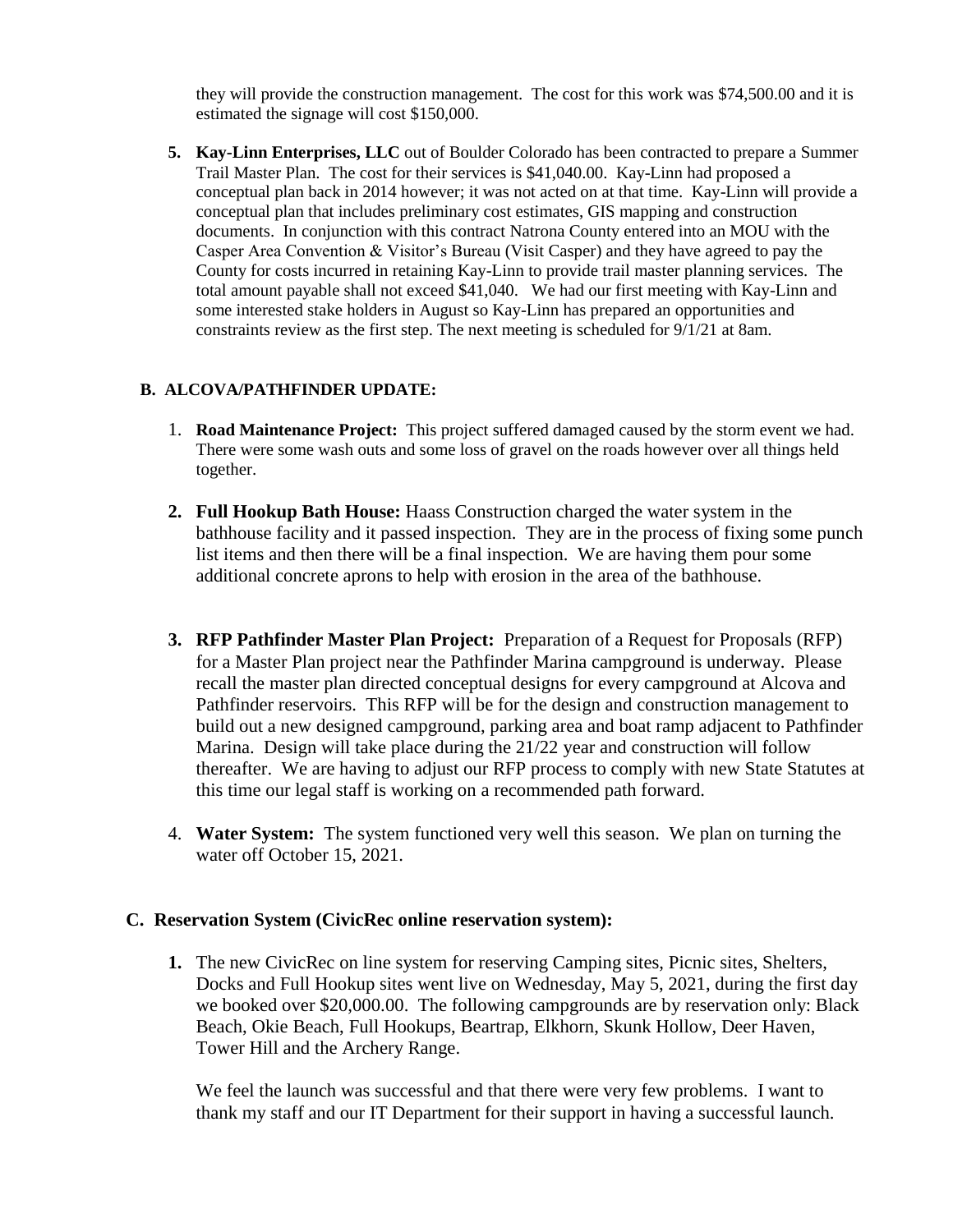they will provide the construction management. The cost for this work was $74,500.00 and it is estimated the signage will cost $150,000.

5. **Kay-Linn Enterprises, LLC** out of Boulder Colorado has been contracted to prepare a Summer Trail Master Plan. The cost for their services is $41,040.00. Kay-Linn had proposed a conceptual plan back in 2014 however; it was not acted on at that time. Kay-Linn will provide a conceptual plan that includes preliminary cost estimates, GIS mapping and construction documents. In conjunction with this contract Natrona County entered into an MOU with the Casper Area Convention & Visitor's Bureau (Visit Casper) and they have agreed to pay the County for costs incurred in retaining Kay-Linn to provide trail master planning services. The total amount payable shall not exceed $41,040. We had our first meeting with Kay-Linn and some interested stake holders in August so Kay-Linn has prepared an opportunities and constraints review as the first step. The next meeting is scheduled for 9/1/21 at 8am.

## B. ALCOVA/PATHFINDER UPDATE:

1. **Road Maintenance Project:** This project suffered damaged caused by the storm event we had. There were some wash outs and some loss of gravel on the roads however over all things held together.

2. **Full Hookup Bath House:** Haass Construction charged the water system in the bathhouse facility and it passed inspection. They are in the process of fixing some punch list items and then there will be a final inspection. We are having them pour some additional concrete aprons to help with erosion in the area of the bathhouse.

3. **RFP Pathfinder Master Plan Project:** Preparation of a Request for Proposals (RFP) for a Master Plan project near the Pathfinder Marina campground is underway. Please recall the master plan directed conceptual designs for every campground at Alcova and Pathfinder reservoirs. This RFP will be for the design and construction management to build out a new designed campground, parking area and boat ramp adjacent to Pathfinder Marina. Design will take place during the 21/22 year and construction will follow thereafter. We are having to adjust our RFP process to comply with new State Statutes at this time our legal staff is working on a recommended path forward.

4. **Water System:** The system functioned very well this season. We plan on turning the water off October 15, 2021.

## C. Reservation System (CivicRec online reservation system):

1. The new CivicRec on line system for reserving Camping sites, Picnic sites, Shelters, Docks and Full Hookup sites went live on Wednesday, May 5, 2021, during the first day we booked over $20,000.00. The following campgrounds are by reservation only: Black Beach, Okie Beach, Full Hookups, Beartrap, Elkhorn, Skunk Hollow, Deer Haven, Tower Hill and the Archery Range.

   We feel the launch was successful and that there were very few problems. I want to thank my staff and our IT Department for their support in having a successful launch.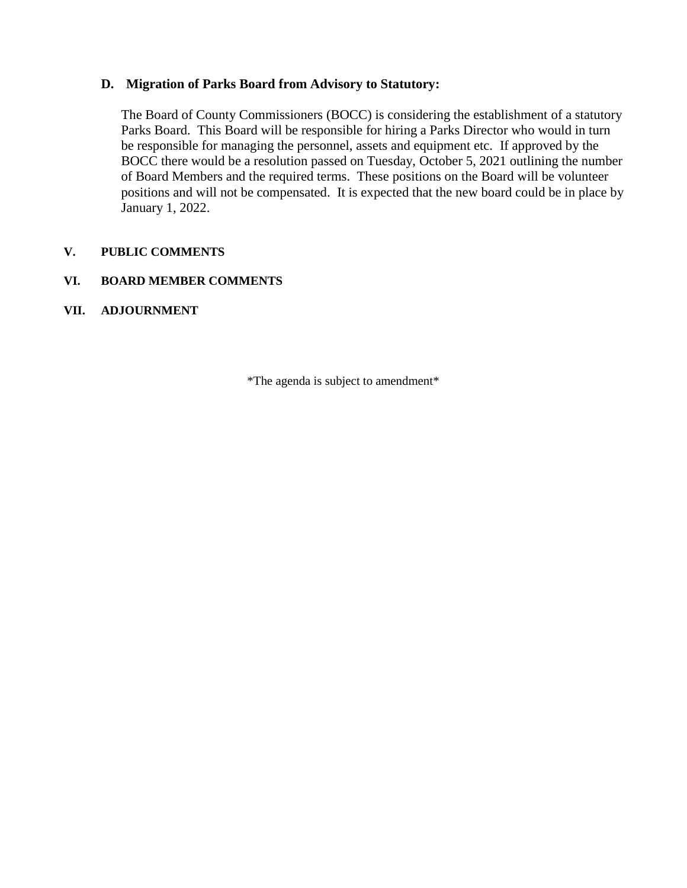**D. Migration of Parks Board from Advisory to Statutory:**

The Board of County Commissioners (BOCC) is considering the establishment of a statutory Parks Board. This Board will be responsible for hiring a Parks Director who would in turn be responsible for managing the personnel, assets and equipment etc. If approved by the BOCC there would be a resolution passed on Tuesday, October 5, 2021 outlining the number of Board Members and the required terms. These positions on the Board will be volunteer positions and will not be compensated. It is expected that the new board could be in place by January 1, 2022.

**V. PUBLIC COMMENTS**

**VI. BOARD MEMBER COMMENTS**

**VII. ADJOURNMENT**

*The agenda is subject to amendment*